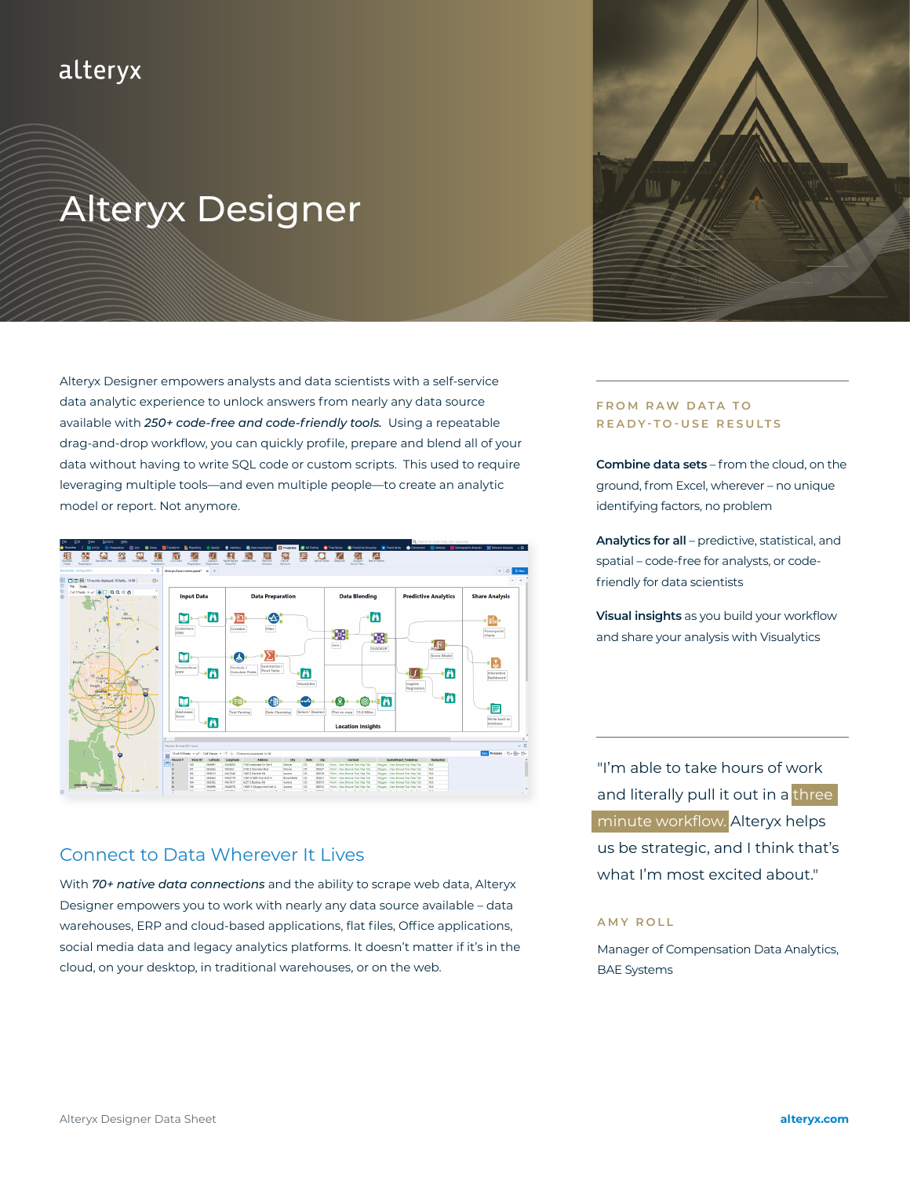alteryx

# Alteryx Designer

Alteryx Designer empowers analysts and data scientists with a self-service data analytic experience to unlock answers from nearly any data source available with ***250+ code-free and code-friendly tools.*** Using a repeatable drag-and-drop workflow, you can quickly profile, prepare and blend all of your data without having to write SQL code or custom scripts. This used to require leveraging multiple tools—and even multiple people—to create an analytic model or report. Not anymore.

## Connect to Data Wherever It Lives

With ***70+ native data connections*** and the ability to scrape web data, Alteryx Designer empowers you to work with nearly any data source available – data warehouses, ERP and cloud-based applications, flat files, Office applications, social media data and legacy analytics platforms. It doesn't matter if it's in the cloud, on your desktop, in traditional warehouses, or on the web.

### FROM RAW DATA TO READY-TO-USE RESULTS

**Combine data sets** – from the cloud, on the ground, from Excel, wherever – no unique identifying factors, no problem

**Analytics for all** – predictive, statistical, and spatial – code-free for analysts, or code-friendly for data scientists

**Visual insights** as you build your workflow and share your analysis with Visualytics

"I'm able to take hours of work and literally pull it out in a three minute workflow. Alteryx helps us be strategic, and I think that's what I'm most excited about."

AMY ROLL

Manager of Compensation Data Analytics, BAE Systems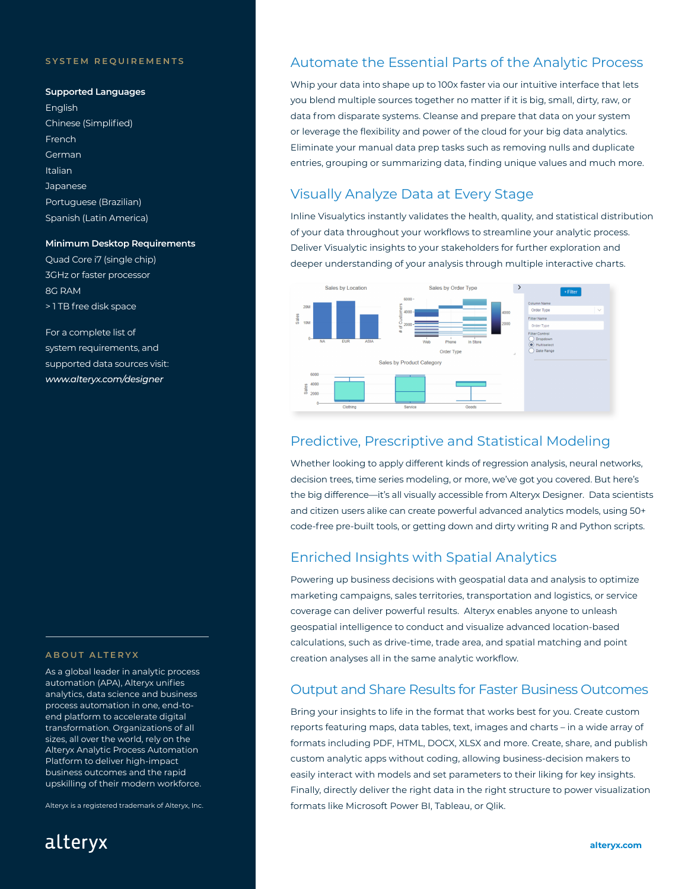## SYSTEM REQUIREMENTS

**Supported Languages**

English
Chinese (Simplified)
French
German
Italian
Japanese
Portuguese (Brazilian)
Spanish (Latin America)

**Minimum Desktop Requirements**

Quad Core i7 (single chip)
3GHz or faster processor
8G RAM
> 1 TB free disk space

For a complete list of system requirements, and supported data sources visit: *www.alteryx.com/designer*

## Automate the Essential Parts of the Analytic Process

Whip your data into shape up to 100x faster via our intuitive interface that lets you blend multiple sources together no matter if it is big, small, dirty, raw, or data from disparate systems. Cleanse and prepare that data on your system or leverage the flexibility and power of the cloud for your big data analytics. Eliminate your manual data prep tasks such as removing nulls and duplicate entries, grouping or summarizing data, finding unique values and much more.

## Visually Analyze Data at Every Stage

Inline Visualytics instantly validates the health, quality, and statistical distribution of your data throughout your workflows to streamline your analytic process. Deliver Visualytic insights to your stakeholders for further exploration and deeper understanding of your analysis through multiple interactive charts.

Sales by Location
Sales
20M
10M
0
NA
EUR
ASIA

Sales by Order Type
# of Customers
6000
4000
2000
Web
Phone
In Store
Order Type
4000
2000

+ Filter
Column Name
Order Type
Filter Name
Order Type
Filter Control
Dropdown
Multiselect
Date Range

Sales by Product Category
Sales
6000
4000
2000
0
Clothing
Service
Goods

## Predictive, Prescriptive and Statistical Modeling

Whether looking to apply different kinds of regression analysis, neural networks, decision trees, time series modeling, or more, we've got you covered. But here's the big difference—it's all visually accessible from Alteryx Designer. Data scientists and citizen users alike can create powerful advanced analytics models, using 50+ code-free pre-built tools, or getting down and dirty writing R and Python scripts.

## Enriched Insights with Spatial Analytics

Powering up business decisions with geospatial data and analysis to optimize marketing campaigns, sales territories, transportation and logistics, or service coverage can deliver powerful results. Alteryx enables anyone to unleash geospatial intelligence to conduct and visualize advanced location-based calculations, such as drive-time, trade area, and spatial matching and point creation analyses all in the same analytic workflow.

## Output and Share Results for Faster Business Outcomes

Bring your insights to life in the format that works best for you. Create custom reports featuring maps, data tables, text, images and charts – in a wide array of formats including PDF, HTML, DOCX, XLSX and more. Create, share, and publish custom analytic apps without coding, allowing business-decision makers to easily interact with models and set parameters to their liking for key insights. Finally, directly deliver the right data in the right structure to power visualization formats like Microsoft Power BI, Tableau, or Qlik.

## ABOUT ALTERYX

As a global leader in analytic process automation (APA), Alteryx unifies analytics, data science and business process automation in one, end-to-end platform to accelerate digital transformation. Organizations of all sizes, all over the world, rely on the Alteryx Analytic Process Automation Platform to deliver high-impact business outcomes and the rapid upskilling of their modern workforce.

Alteryx is a registered trademark of Alteryx, Inc.

alteryx

**alteryx.com**